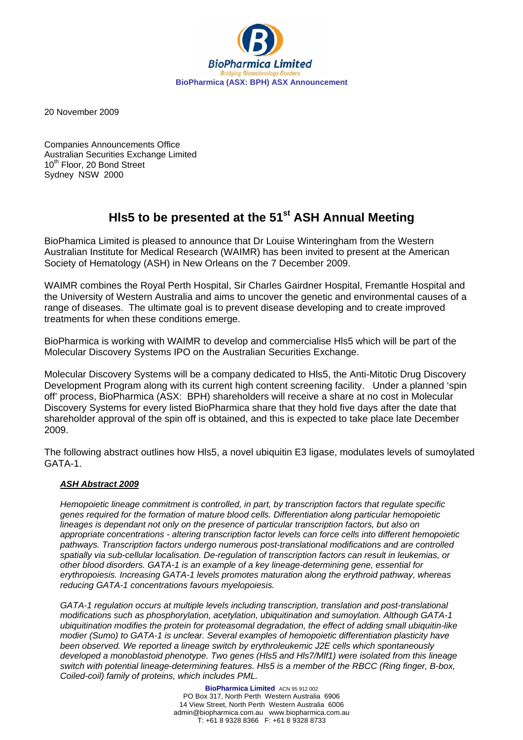BioPharmica Limited

Bridging Biotechnology Borders

**BioPharmica (ASX: BPH) ASX Announcement**

20 November 2009

Companies Announcements Office
Australian Securities Exchange Limited
10th Floor, 20 Bond Street
Sydney NSW 2000

# Hls5 to be presented at the 51st ASH Annual Meeting

BioPhamica Limited is pleased to announce that Dr Louise Winteringham from the Western Australian Institute for Medical Research (WAIMR) has been invited to present at the American Society of Hematology (ASH) in New Orleans on the 7 December 2009.

WAIMR combines the Royal Perth Hospital, Sir Charles Gairdner Hospital, Fremantle Hospital and the University of Western Australia and aims to uncover the genetic and environmental causes of a range of diseases. The ultimate goal is to prevent disease developing and to create improved treatments for when these conditions emerge.

BioPharmica is working with WAIMR to develop and commercialise Hls5 which will be part of the Molecular Discovery Systems IPO on the Australian Securities Exchange.

Molecular Discovery Systems will be a company dedicated to Hls5, the Anti-Mitotic Drug Discovery Development Program along with its current high content screening facility. Under a planned 'spin off' process, BioPharmica (ASX: BPH) shareholders will receive a share at no cost in Molecular Discovery Systems for every listed BioPharmica share that they hold five days after the date that shareholder approval of the spin off is obtained, and this is expected to take place late December 2009.

The following abstract outlines how Hls5, a novel ubiquitin E3 ligase, modulates levels of sumoylated GATA-1.

***ASH Abstract 2009***

*Hemopoietic lineage commitment is controlled, in part, by transcription factors that regulate specific genes required for the formation of mature blood cells. Differentiation along particular hemopoietic lineages is dependant not only on the presence of particular transcription factors, but also on appropriate concentrations - altering transcription factor levels can force cells into different hemopoietic pathways. Transcription factors undergo numerous post-translational modifications and are controlled spatially via sub-cellular localisation. De-regulation of transcription factors can result in leukemias, or other blood disorders. GATA-1 is an example of a key lineage-determining gene, essential for erythropoiesis. Increasing GATA-1 levels promotes maturation along the erythroid pathway, whereas reducing GATA-1 concentrations favours myelopoiesis.*

*GATA-1 regulation occurs at multiple levels including transcription, translation and post-translational modifications such as phosphorylation, acetylation, ubiquitination and sumoylation. Although GATA-1 ubiquitination modifies the protein for proteasomal degradation, the effect of adding small ubiquitin-like modier (Sumo) to GATA-1 is unclear. Several examples of hemopoietic differentiation plasticity have been observed. We reported a lineage switch by erythroleukemic J2E cells which spontaneously developed a monoblastoid phenotype. Two genes (Hls5 and Hls7/Mlf1) were isolated from this lineage switch with potential lineage-determining features. Hls5 is a member of the RBCC (Ring finger, B-box, Coiled-coil) family of proteins, which includes PML.*

**BioPharmica Limited** ACN 95 912 002
PO Box 317, North Perth Western Australia 6906
14 View Street, North Perth Western Australia 6006
admin@biopharmica.com.au www.biopharmica.com.au
T: +61 8 9328 8366 F: +61 8 9328 8733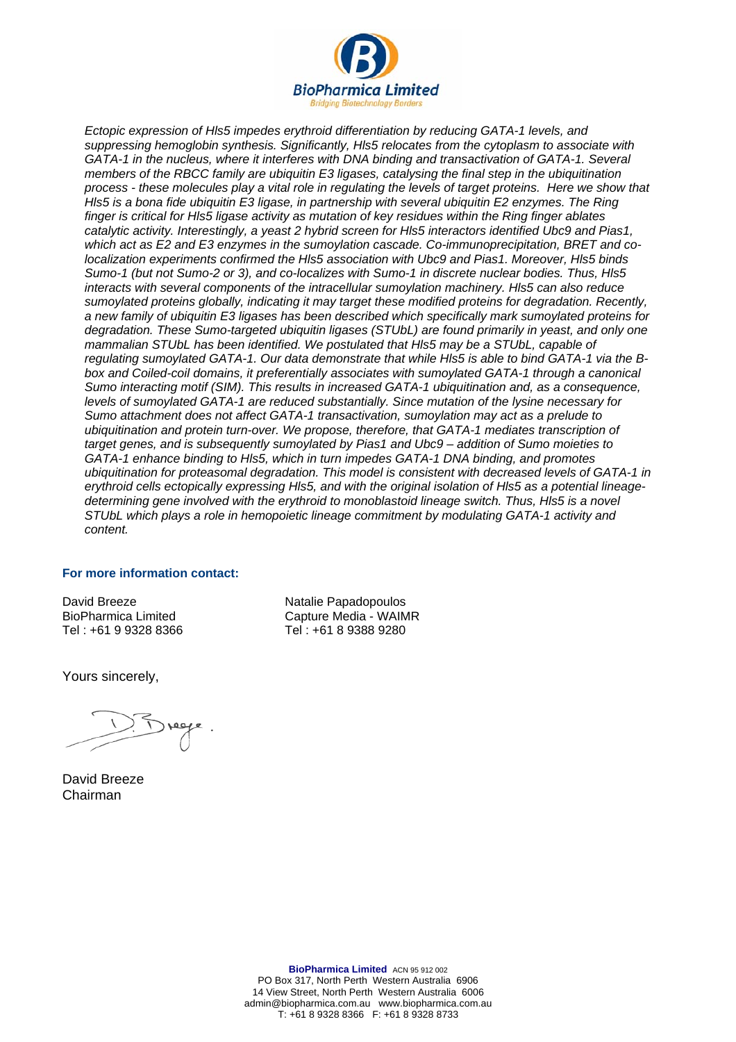*Ectopic expression of Hls5 impedes erythroid differentiation by reducing GATA-1 levels, and suppressing hemoglobin synthesis. Significantly, Hls5 relocates from the cytoplasm to associate with GATA-1 in the nucleus, where it interferes with DNA binding and transactivation of GATA-1. Several members of the RBCC family are ubiquitin E3 ligases, catalysing the final step in the ubiquitination process - these molecules play a vital role in regulating the levels of target proteins. Here we show that Hls5 is a bona fide ubiquitin E3 ligase, in partnership with several ubiquitin E2 enzymes. The Ring finger is critical for Hls5 ligase activity as mutation of key residues within the Ring finger ablates catalytic activity. Interestingly, a yeast 2 hybrid screen for Hls5 interactors identified Ubc9 and Pias1, which act as E2 and E3 enzymes in the sumoylation cascade. Co-immunoprecipitation, BRET and co-localization experiments confirmed the Hls5 association with Ubc9 and Pias1. Moreover, Hls5 binds Sumo-1 (but not Sumo-2 or 3), and co-localizes with Sumo-1 in discrete nuclear bodies. Thus, Hls5 interacts with several components of the intracellular sumoylation machinery. Hls5 can also reduce sumoylated proteins globally, indicating it may target these modified proteins for degradation. Recently, a new family of ubiquitin E3 ligases has been described which specifically mark sumoylated proteins for degradation. These Sumo-targeted ubiquitin ligases (STUbL) are found primarily in yeast, and only one mammalian STUbL has been identified. We postulated that Hls5 may be a STUbL, capable of regulating sumoylated GATA-1. Our data demonstrate that while Hls5 is able to bind GATA-1 via the B-box and Coiled-coil domains, it preferentially associates with sumoylated GATA-1 through a canonical Sumo interacting motif (SIM). This results in increased GATA-1 ubiquitination and, as a consequence, levels of sumoylated GATA-1 are reduced substantially. Since mutation of the lysine necessary for Sumo attachment does not affect GATA-1 transactivation, sumoylation may act as a prelude to ubiquitination and protein turn-over. We propose, therefore, that GATA-1 mediates transcription of target genes, and is subsequently sumoylated by Pias1 and Ubc9 – addition of Sumo moieties to GATA-1 enhance binding to Hls5, which in turn impedes GATA-1 DNA binding, and promotes ubiquitination for proteasomal degradation. This model is consistent with decreased levels of GATA-1 in erythroid cells ectopically expressing Hls5, and with the original isolation of Hls5 as a potential lineage-determining gene involved with the erythroid to monoblastoid lineage switch. Thus, Hls5 is a novel STUbL which plays a role in hemopoietic lineage commitment by modulating GATA-1 activity and content.*

**For more information contact:**

| | |
|---|---|
| David Breeze | Natalie Papadopoulos |
| BioPharmica Limited | Capture Media - WAIMR |
| Tel : +61 9 9328 8366 | Tel : +61 8 9388 9280 |

Yours sincerely,

David Breeze
Chairman

**BioPharmica Limited** ACN 95 912 002
PO Box 317, North Perth Western Australia 6906
14 View Street, North Perth Western Australia 6006
admin@biopharmica.com.au www.biopharmica.com.au
T: +61 8 9328 8366 F: +61 8 9328 8733